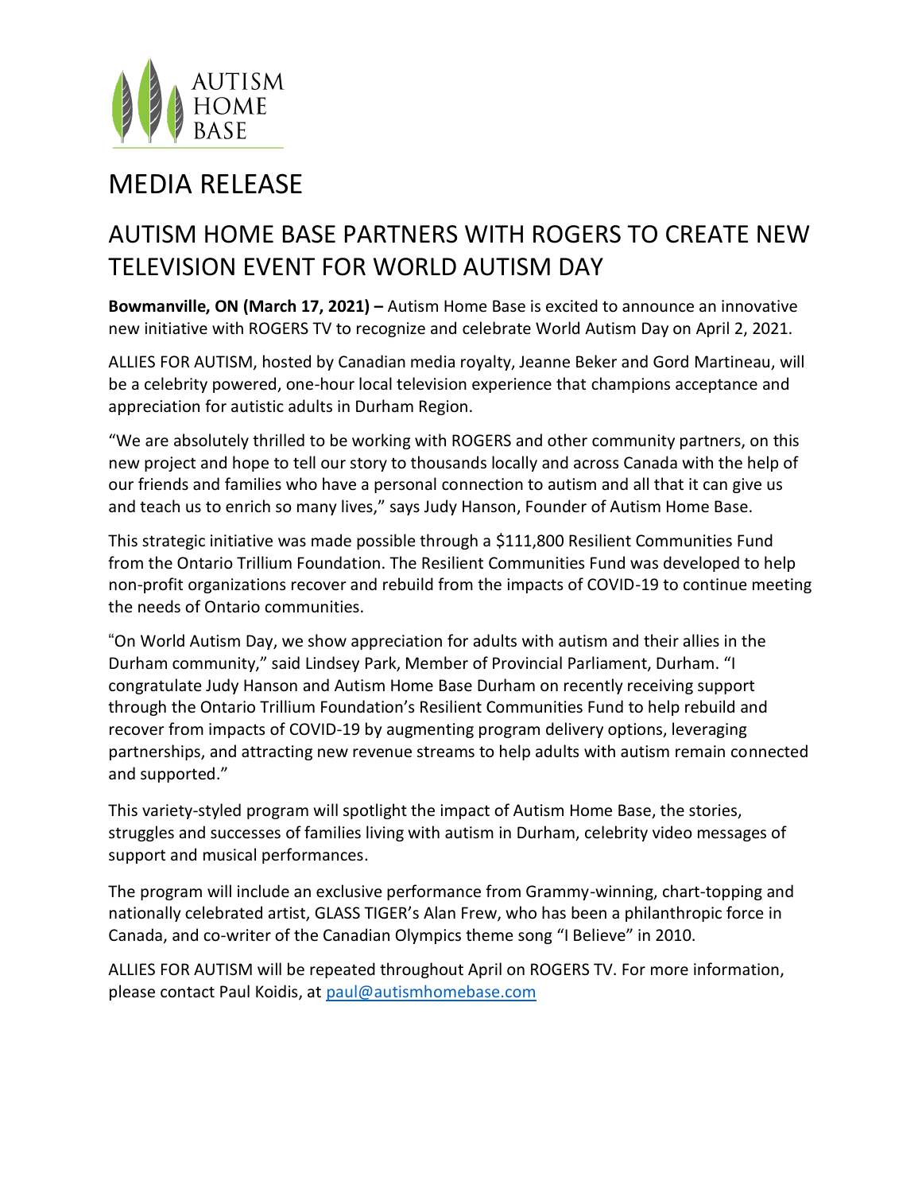AUTISM HOME BASE

# MEDIA RELEASE

## AUTISM HOME BASE PARTNERS WITH ROGERS TO CREATE NEW TELEVISION EVENT FOR WORLD AUTISM DAY

**Bowmanville, ON (March 17, 2021) –** Autism Home Base is excited to announce an innovative new initiative with ROGERS TV to recognize and celebrate World Autism Day on April 2, 2021.

ALLIES FOR AUTISM, hosted by Canadian media royalty, Jeanne Beker and Gord Martineau, will be a celebrity powered, one-hour local television experience that champions acceptance and appreciation for autistic adults in Durham Region.

"We are absolutely thrilled to be working with ROGERS and other community partners, on this new project and hope to tell our story to thousands locally and across Canada with the help of our friends and families who have a personal connection to autism and all that it can give us and teach us to enrich so many lives," says Judy Hanson, Founder of Autism Home Base.

This strategic initiative was made possible through a $111,800 Resilient Communities Fund from the Ontario Trillium Foundation. The Resilient Communities Fund was developed to help non-profit organizations recover and rebuild from the impacts of COVID-19 to continue meeting the needs of Ontario communities.

"On World Autism Day, we show appreciation for adults with autism and their allies in the Durham community," said Lindsey Park, Member of Provincial Parliament, Durham. "I congratulate Judy Hanson and Autism Home Base Durham on recently receiving support through the Ontario Trillium Foundation's Resilient Communities Fund to help rebuild and recover from impacts of COVID-19 by augmenting program delivery options, leveraging partnerships, and attracting new revenue streams to help adults with autism remain connected and supported."

This variety-styled program will spotlight the impact of Autism Home Base, the stories, struggles and successes of families living with autism in Durham, celebrity video messages of support and musical performances.

The program will include an exclusive performance from Grammy-winning, chart-topping and nationally celebrated artist, GLASS TIGER's Alan Frew, who has been a philanthropic force in Canada, and co-writer of the Canadian Olympics theme song "I Believe" in 2010.

ALLIES FOR AUTISM will be repeated throughout April on ROGERS TV. For more information, please contact Paul Koidis, at paul@autismhomebase.com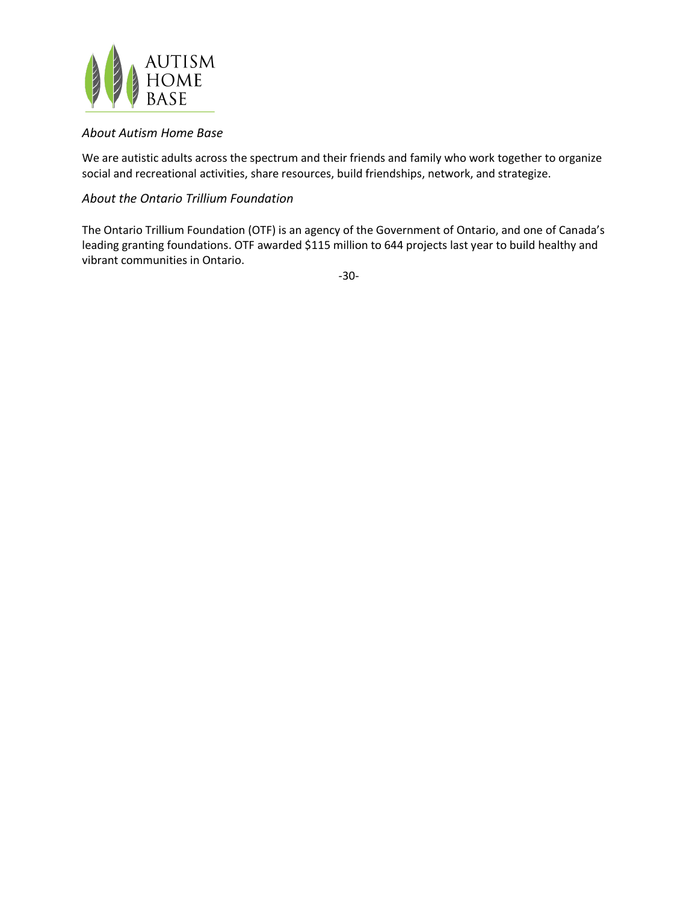AUTISM HOME BASE

*About Autism Home Base*

We are autistic adults across the spectrum and their friends and family who work together to organize social and recreational activities, share resources, build friendships, network, and strategize.

*About the Ontario Trillium Foundation*

The Ontario Trillium Foundation (OTF) is an agency of the Government of Ontario, and one of Canada's leading granting foundations. OTF awarded $115 million to 644 projects last year to build healthy and vibrant communities in Ontario.

-30-